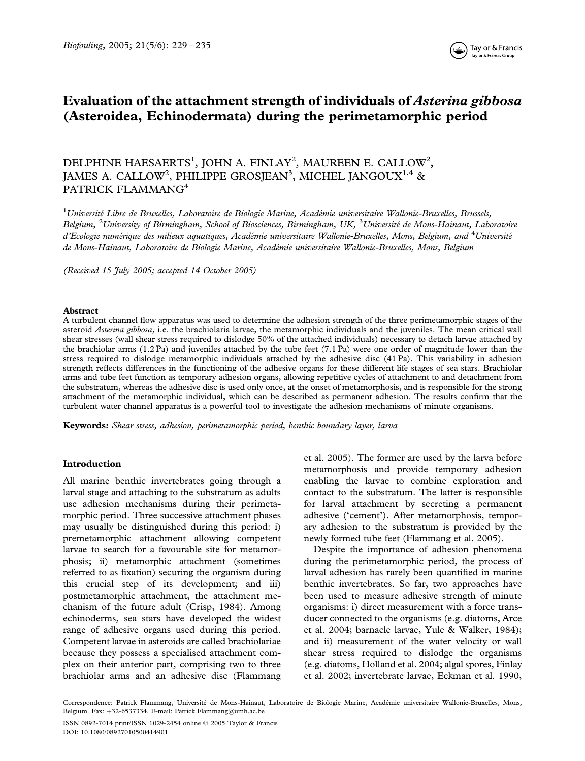# Evaluation of the attachment strength of individuals of *Asterina gibbosa* (Asteroidea, Echinodermata) during the perimetamorphic period

DELPHINE HAESAERTS[1], JOHN A. FINLAY[2], MAUREEN E. CALLOW[2], JAMES A. CALLOW[2], PHILIPPE GROSJEAN[3], MICHEL JANGOUX[1,4] & PATRICK FLAMMANG[4]

[1]*Université Libre de Bruxelles, Laboratoire de Biologie Marine, Académie universitaire Wallonie-Bruxelles, Brussels, Belgium,* [2]*University of Birmingham, School of Biosciences, Birmingham, UK,* [3]*Université de Mons-Hainaut, Laboratoire d'Ecologie numérique des milieux aquatiques, Académie universitaire Wallonie-Bruxelles, Mons, Belgium, and* [4]*Université de Mons-Hainaut, Laboratoire de Biologie Marine, Académie universitaire Wallonie-Bruxelles, Mons, Belgium*

*(Received 15 July 2005; accepted 14 October 2005)*

## Abstract

A turbulent channel flow apparatus was used to determine the adhesion strength of the three perimetamorphic stages of the asteroid *Asterina gibbosa*, i.e. the brachiolaria larvae, the metamorphic individuals and the juveniles. The mean critical wall shear stresses (wall shear stress required to dislodge 50% of the attached individuals) necessary to detach larvae attached by the brachiolar arms (1.2 Pa) and juveniles attached by the tube feet (7.1 Pa) were one order of magnitude lower than the stress required to dislodge metamorphic individuals attached by the adhesive disc (41 Pa). This variability in adhesion strength reflects differences in the functioning of the adhesive organs for these different life stages of sea stars. Brachiolar arms and tube feet function as temporary adhesion organs, allowing repetitive cycles of attachment to and detachment from the substratum, whereas the adhesive disc is used only once, at the onset of metamorphosis, and is responsible for the strong attachment of the metamorphic individual, which can be described as permanent adhesion. The results confirm that the turbulent water channel apparatus is a powerful tool to investigate the adhesion mechanisms of minute organisms.

**Keywords:** *Shear stress, adhesion, perimetamorphic period, benthic boundary layer, larva*

## Introduction

All marine benthic invertebrates going through a larval stage and attaching to the substratum as adults use adhesion mechanisms during their perimetamorphic period. Three successive attachment phases may usually be distinguished during this period: i) premetamorphic attachment allowing competent larvae to search for a favourable site for metamorphosis; ii) metamorphic attachment (sometimes referred to as fixation) securing the organism during this crucial step of its development; and iii) postmetamorphic attachment, the attachment mechanism of the future adult (Crisp, 1984). Among echinoderms, sea stars have developed the widest range of adhesive organs used during this period. Competent larvae in asteroids are called brachiolariae because they possess a specialised attachment complex on their anterior part, comprising two to three brachiolar arms and an adhesive disc (Flammang et al. 2005). The former are used by the larva before metamorphosis and provide temporary adhesion enabling the larvae to combine exploration and contact to the substratum. The latter is responsible for larval attachment by secreting a permanent adhesive ('cement'). After metamorphosis, temporary adhesion to the substratum is provided by the newly formed tube feet (Flammang et al. 2005).

Despite the importance of adhesion phenomena during the perimetamorphic period, the process of larval adhesion has rarely been quantified in marine benthic invertebrates. So far, two approaches have been used to measure adhesive strength of minute organisms: i) direct measurement with a force transducer connected to the organisms (e.g. diatoms, Arce et al. 2004; barnacle larvae, Yule & Walker, 1984); and ii) measurement of the water velocity or wall shear stress required to dislodge the organisms (e.g. diatoms, Holland et al. 2004; algal spores, Finlay et al. 2002; invertebrate larvae, Eckman et al. 1990,

Correspondence: Patrick Flammang, Université de Mons-Hainaut, Laboratoire de Biologie Marine, Académie universitaire Wallonie-Bruxelles, Mons, Belgium. Fax: +32-6537334. E-mail: Patrick.Flammang@umh.ac.be

ISSN 0892-7014 print/ISSN 1029-2454 online © 2005 Taylor & Francis
DOI: 10.1080/08927010500414901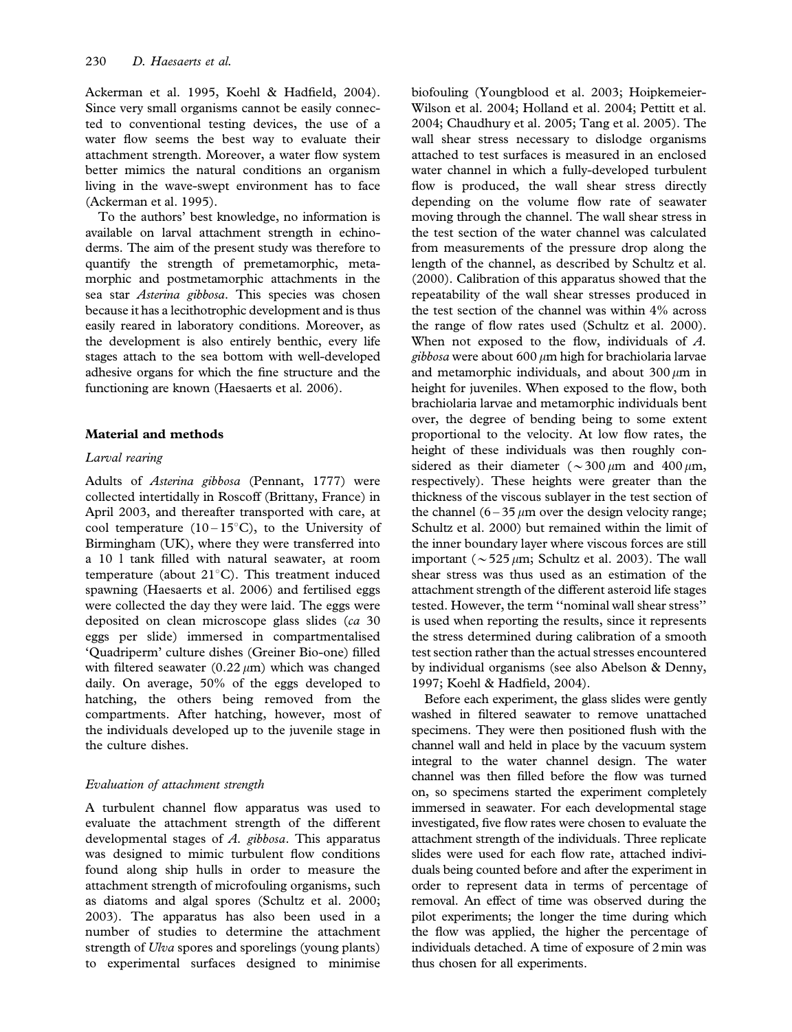Ackerman et al. 1995, Koehl & Hadfield, 2004). Since very small organisms cannot be easily connected to conventional testing devices, the use of a water flow seems the best way to evaluate their attachment strength. Moreover, a water flow system better mimics the natural conditions an organism living in the wave-swept environment has to face (Ackerman et al. 1995).

To the authors' best knowledge, no information is available on larval attachment strength in echinoderms. The aim of the present study was therefore to quantify the strength of premetamorphic, metamorphic and postmetamorphic attachments in the sea star *Asterina gibbosa*. This species was chosen because it has a lecithotrophic development and is thus easily reared in laboratory conditions. Moreover, as the development is also entirely benthic, every life stages attach to the sea bottom with well-developed adhesive organs for which the fine structure and the functioning are known (Haesaerts et al. 2006).

## Material and methods

### Larval rearing

Adults of *Asterina gibbosa* (Pennant, 1777) were collected intertidally in Roscoff (Brittany, France) in April 2003, and thereafter transported with care, at cool temperature (10 – 15°C), to the University of Birmingham (UK), where they were transferred into a 10 l tank filled with natural seawater, at room temperature (about 21°C). This treatment induced spawning (Haesaerts et al. 2006) and fertilised eggs were collected the day they were laid. The eggs were deposited on clean microscope glass slides (*ca* 30 eggs per slide) immersed in compartmentalised 'Quadriperm' culture dishes (Greiner Bio-one) filled with filtered seawater (0.22 $\mu$m) which was changed daily. On average, 50% of the eggs developed to hatching, the others being removed from the compartments. After hatching, however, most of the individuals developed up to the juvenile stage in the culture dishes.

### Evaluation of attachment strength

A turbulent channel flow apparatus was used to evaluate the attachment strength of the different developmental stages of *A. gibbosa*. This apparatus was designed to mimic turbulent flow conditions found along ship hulls in order to measure the attachment strength of microfouling organisms, such as diatoms and algal spores (Schultz et al. 2000; 2003). The apparatus has also been used in a number of studies to determine the attachment strength of *Ulva* spores and sporelings (young plants) to experimental surfaces designed to minimise biofouling (Youngblood et al. 2003; Hoipkemeier-Wilson et al. 2004; Holland et al. 2004; Pettitt et al. 2004; Chaudhury et al. 2005; Tang et al. 2005). The wall shear stress necessary to dislodge organisms attached to test surfaces is measured in an enclosed water channel in which a fully-developed turbulent flow is produced, the wall shear stress directly depending on the volume flow rate of seawater moving through the channel. The wall shear stress in the test section of the water channel was calculated from measurements of the pressure drop along the length of the channel, as described by Schultz et al. (2000). Calibration of this apparatus showed that the repeatability of the wall shear stresses produced in the test section of the channel was within 4% across the range of flow rates used (Schultz et al. 2000). When not exposed to the flow, individuals of *A. gibbosa* were about 600 $\mu$m high for brachiolaria larvae and metamorphic individuals, and about 300 $\mu$m in height for juveniles. When exposed to the flow, both brachiolaria larvae and metamorphic individuals bent over, the degree of bending being to some extent proportional to the velocity. At low flow rates, the height of these individuals was then roughly considered as their diameter ($\sim$300 $\mu$m and 400 $\mu$m, respectively). These heights were greater than the thickness of the viscous sublayer in the test section of the channel (6 – 35 $\mu$m over the design velocity range; Schultz et al. 2000) but remained within the limit of the inner boundary layer where viscous forces are still important ($\sim$525 $\mu$m; Schultz et al. 2003). The wall shear stress was thus used as an estimation of the attachment strength of the different asteroid life stages tested. However, the term "nominal wall shear stress" is used when reporting the results, since it represents the stress determined during calibration of a smooth test section rather than the actual stresses encountered by individual organisms (see also Abelson & Denny, 1997; Koehl & Hadfield, 2004).

Before each experiment, the glass slides were gently washed in filtered seawater to remove unattached specimens. They were then positioned flush with the channel wall and held in place by the vacuum system integral to the water channel design. The water channel was then filled before the flow was turned on, so specimens started the experiment completely immersed in seawater. For each developmental stage investigated, five flow rates were chosen to evaluate the attachment strength of the individuals. Three replicate slides were used for each flow rate, attached individuals being counted before and after the experiment in order to represent data in terms of percentage of removal. An effect of time was observed during the pilot experiments; the longer the time during which the flow was applied, the higher the percentage of individuals detached. A time of exposure of 2 min was thus chosen for all experiments.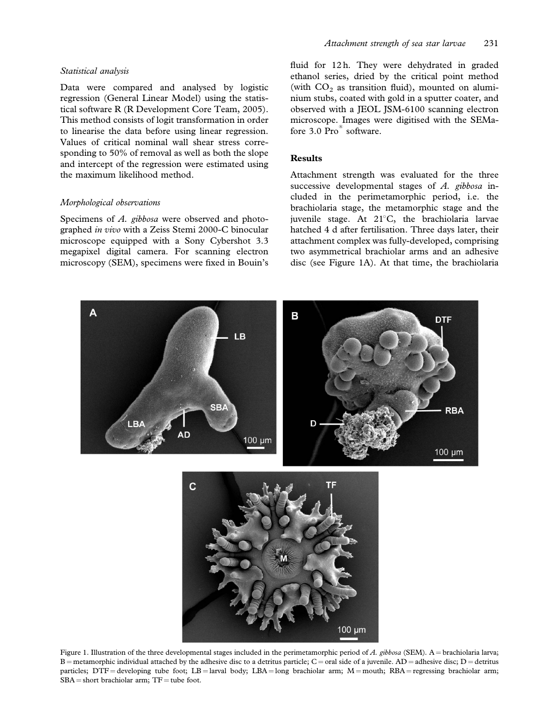*Statistical analysis*

Data were compared and analysed by logistic regression (General Linear Model) using the statistical software R (R Development Core Team, 2005). This method consists of logit transformation in order to linearise the data before using linear regression. Values of critical nominal wall shear stress corresponding to 50% of removal as well as both the slope and intercept of the regression were estimated using the maximum likelihood method.

*Morphological observations*

Specimens of *A. gibbosa* were observed and photographed *in vivo* with a Zeiss Stemi 2000-C binocular microscope equipped with a Sony Cybershot 3.3 megapixel digital camera. For scanning electron microscopy (SEM), specimens were fixed in Bouin's fluid for 12 h. They were dehydrated in graded ethanol series, dried by the critical point method (with $CO_2$ as transition fluid), mounted on aluminium stubs, coated with gold in a sputter coater, and observed with a JEOL JSM-6100 scanning electron microscope. Images were digitised with the SEMafore 3.0 Pro® software.

## Results

Attachment strength was evaluated for the three successive developmental stages of *A. gibbosa* included in the perimetamorphic period, i.e. the brachiolaria stage, the metamorphic stage and the juvenile stage. At 21°C, the brachiolaria larvae hatched 4 d after fertilisation. Three days later, their attachment complex was fully-developed, comprising two asymmetrical brachiolar arms and an adhesive disc (see Figure 1A). At that time, the brachiolaria

Figure 1. Illustration of the three developmental stages included in the perimetamorphic period of *A. gibbosa* (SEM). A = brachiolaria larva; B = metamorphic individual attached by the adhesive disc to a detritus particle; C = oral side of a juvenile. AD = adhesive disc; D = detritus particles; DTF = developing tube foot; LB = larval body; LBA = long brachiolar arm; M = mouth; RBA = regressing brachiolar arm; SBA = short brachiolar arm; TF = tube foot.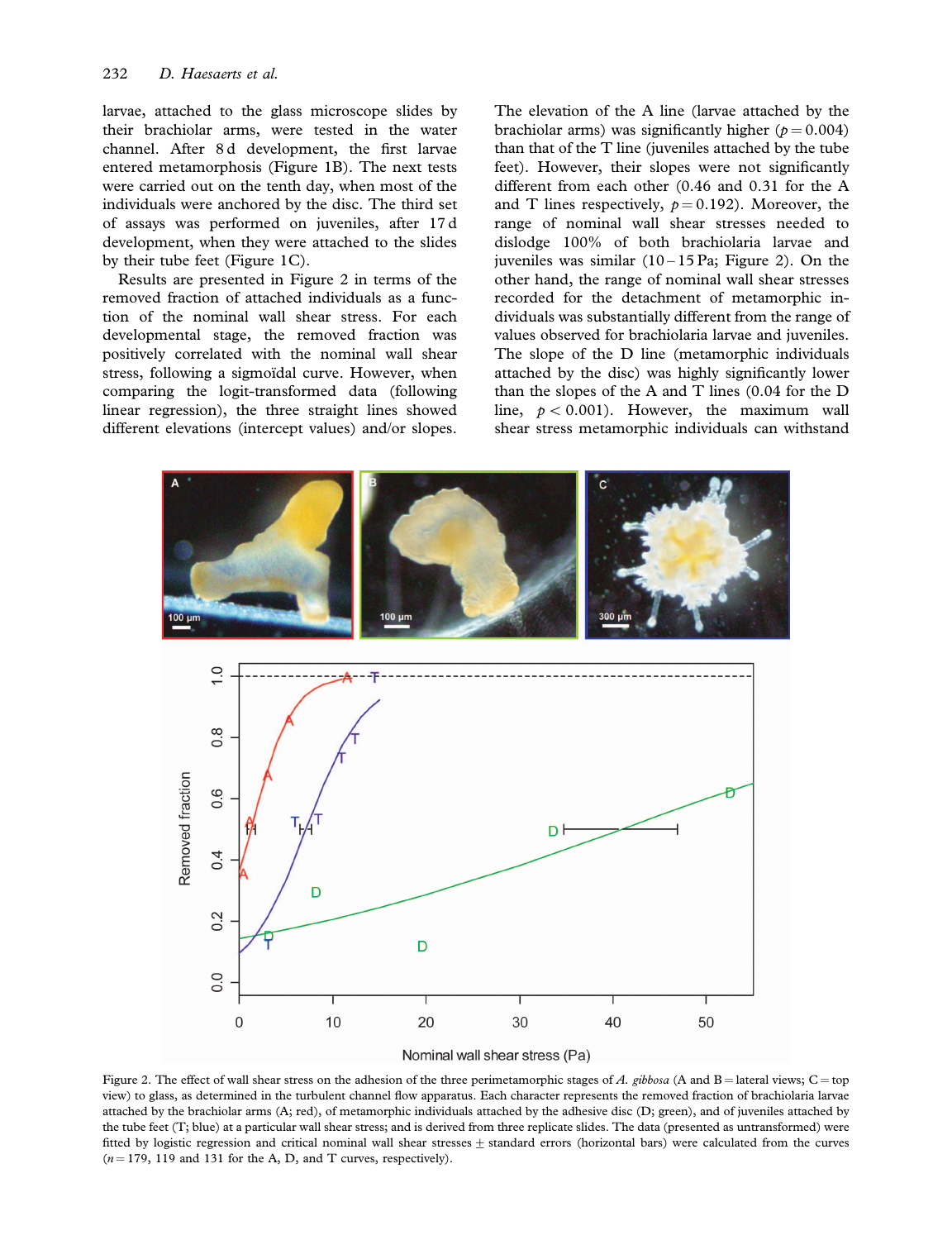larvae, attached to the glass microscope slides by their brachiolar arms, were tested in the water channel. After 8 d development, the first larvae entered metamorphosis (Figure 1B). The next tests were carried out on the tenth day, when most of the individuals were anchored by the disc. The third set of assays was performed on juveniles, after 17 d development, when they were attached to the slides by their tube feet (Figure 1C).

Results are presented in Figure 2 in terms of the removed fraction of attached individuals as a function of the nominal wall shear stress. For each developmental stage, the removed fraction was positively correlated with the nominal wall shear stress, following a sigmoïdal curve. However, comparing the logit-transformed data (following linear regression), the three straight lines showed different elevations (intercept values) and/or slopes. The elevation of the A line (larvae attached by the brachiolar arms) was significantly higher ($p = 0.004$) than that of the T line (juveniles attached by the tube feet). However, their slopes were not significantly different from each other (0.46 and 0.31 for the A and T lines respectively, $p = 0.192$). Moreover, the range of nominal wall shear stresses needed to dislodge 100% of both brachiolaria larvae and juveniles was similar (10–15 Pa; Figure 2). On the other hand, the range of nominal wall shear stresses recorded for the detachment of metamorphic individuals was substantially different from the range of values observed for brachiolaria larvae and juveniles. The slope of the D line (metamorphic individuals attached by the disc) was highly significantly lower than the slopes of the A and T lines (0.04 for the D line, $p < 0.001$). However, the maximum wall shear stress metamorphic individuals can withstand

Figure 2. The effect of wall shear stress on the adhesion of the three perimetamorphic stages of *A. gibbosa* (A and B = lateral views; C = top view) to glass, as determined in the turbulent channel flow apparatus. Each character represents the removed fraction of brachiolaria larvae attached by the brachiolar arms (A; red), of metamorphic individuals attached by the adhesive disc (D; green), and of juveniles attached by the tube feet (T; blue) at a particular wall shear stress; and is derived from three replicate slides. The data (presented as untransformed) were fitted by logistic regression and critical nominal wall shear stresses ± standard errors (horizontal bars) were calculated from the curves ($n = 179$, 119 and 131 for the A, D, and T curves, respectively).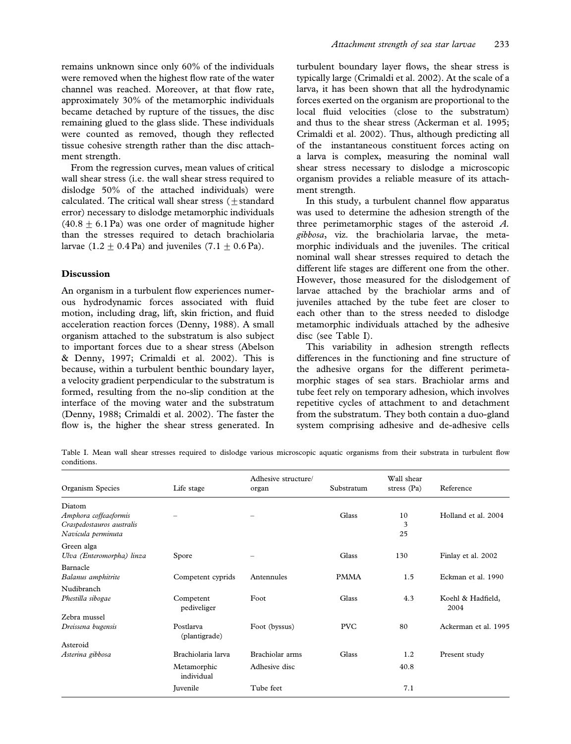remains unknown since only 60% of the individuals were removed when the highest flow rate of the water channel was reached. Moreover, at that flow rate, approximately 30% of the metamorphic individuals became detached by rupture of the tissues, the disc remaining glued to the glass slide. These individuals were counted as removed, though they reflected tissue cohesive strength rather than the disc attachment strength.

From the regression curves, mean values of critical wall shear stress (i.e. the wall shear stress required to dislodge 50% of the attached individuals) were calculated. The critical wall shear stress ($\pm$ standard error) necessary to dislodge metamorphic individuals ($40.8 \pm 6.1$ Pa) was one order of magnitude higher than the stresses required to detach brachiolaria larvae ($1.2 \pm 0.4$ Pa) and juveniles ($7.1 \pm 0.6$ Pa).

## Discussion

An organism in a turbulent flow experiences numerous hydrodynamic forces associated with fluid motion, including drag, lift, skin friction, and fluid acceleration reaction forces (Denny, 1988). A small organism attached to the substratum is also subject to important forces due to a shear stress (Abelson & Denny, 1997; Crimaldi et al. 2002). This is because, within a turbulent benthic boundary layer, a velocity gradient perpendicular to the substratum is formed, resulting from the no-slip condition at the interface of the moving water and the substratum (Denny, 1988; Crimaldi et al. 2002). The faster the flow is, the higher the shear stress generated. In turbulent boundary layer flows, the shear stress is typically large (Crimaldi et al. 2002). At the scale of a larva, it has been shown that all the hydrodynamic forces exerted on the organism are proportional to the local fluid velocities (close to the substratum) and thus to the shear stress (Ackerman et al. 1995; Crimaldi et al. 2002). Thus, although predicting all of the instantaneous constituent forces acting on a larva is complex, measuring the nominal wall shear stress necessary to dislodge a microscopic organism provides a reliable measure of its attachment strength.

In this study, a turbulent channel flow apparatus was used to determine the adhesion strength of the three perimetamorphic stages of the asteroid *A. gibbosa*, viz. the brachiolaria larvae, the metamorphic individuals and the juveniles. The critical nominal wall shear stresses required to detach the different life stages are different one from the other. However, those measured for the dislodgement of larvae attached by the brachiolar arms and of juveniles attached by the tube feet are closer to each other than to the stress needed to dislodge metamorphic individuals attached by the adhesive disc (see Table I).

This variability in adhesion strength reflects differences in the functioning and fine structure of the adhesive organs for the different perimetamorphic stages of sea stars. Brachiolar arms and tube feet rely on temporary adhesion, which involves repetitive cycles of attachment to and detachment from the substratum. They both contain a duo-gland system comprising adhesive and de-adhesive cells

Table I. Mean wall shear stresses required to dislodge various microscopic aquatic organisms from their substrata in turbulent flow conditions.

| Organism Species | Life stage | Adhesive structure/ organ | Substratum | Wall shear stress (Pa) | Reference |
|---|---|---|---|---|---|
| Diatom | | | | | |
| *Amphora coffeaeformis* | – | – | Glass | 10 | Holland et al. 2004 |
| *Craspedostauros australis* | | | | 3 | |
| *Navicula perminuta* | | | | 25 | |
| Green alga | | | | | |
| *Ulva (Enteromorpha) linza* | Spore | – | Glass | 130 | Finlay et al. 2002 |
| Barnacle | | | | | |
| *Balanus amphitrite* | Competent cyprids | Antennules | PMMA | 1.5 | Eckman et al. 1990 |
| Nudibranch | | | | | |
| *Phestilla sibogae* | Competent pediveliger | Foot | Glass | 4.3 | Koehl & Hadfield, 2004 |
| Zebra mussel | | | | | |
| *Dreissena bugensis* | Postlarva (plantigrade) | Foot (byssus) | PVC | 80 | Ackerman et al. 1995 |
| Asteroid | | | | | |
| *Asterina gibbosa* | Brachiolaria larva | Brachiolar arms | Glass | 1.2 | Present study |
| | Metamorphic individual | Adhesive disc | | 40.8 | |
| | Juvenile | Tube feet | | 7.1 | |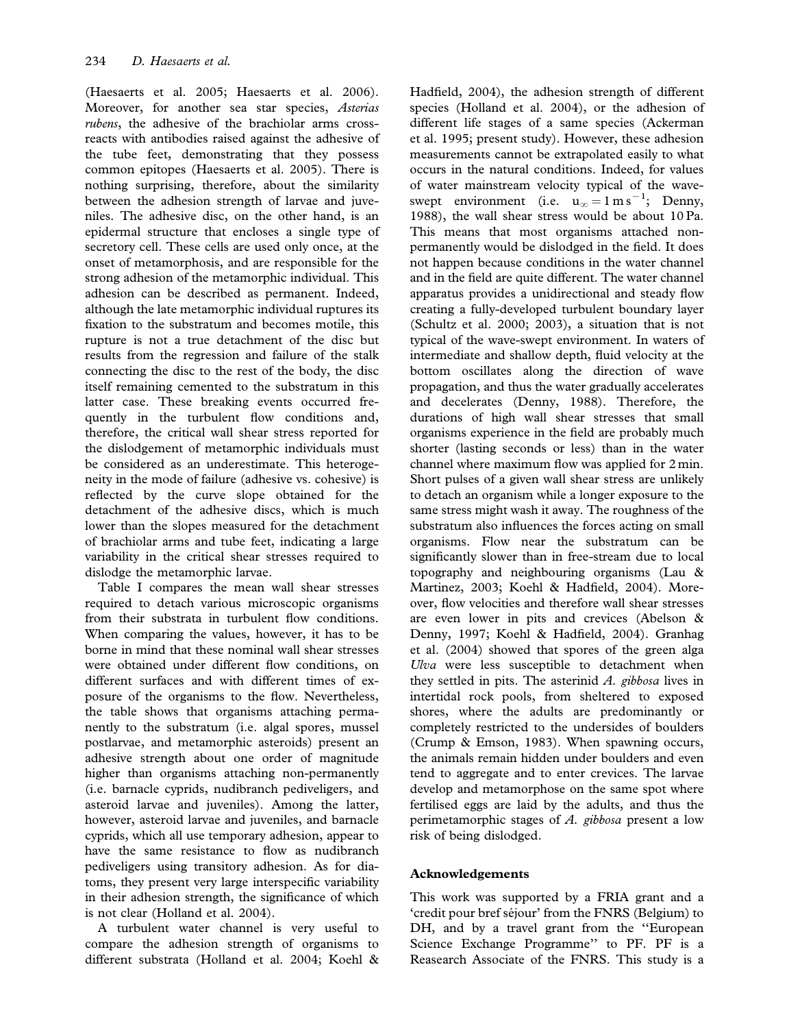(Haesaerts et al. 2005; Haesaerts et al. 2006). Moreover, for another sea star species, *Asterias rubens*, the adhesive of the brachiolar arms cross-reacts with antibodies raised against the adhesive of the tube feet, demonstrating that they possess common epitopes (Haesaerts et al. 2005). There is nothing surprising, therefore, about the similarity between the adhesion strength of larvae and juveniles. The adhesive disc, on the other hand, is an epidermal structure that encloses a single type of secretory cell. These cells are used only once, at the onset of metamorphosis, and are responsible for the strong adhesion of the metamorphic individual. This adhesion can be described as permanent. Indeed, although the late metamorphic individual ruptures its fixation to the substratum and becomes motile, this rupture is not a true detachment of the disc but results from the regression and failure of the stalk connecting the disc to the rest of the body, the disc itself remaining cemented to the substratum in this latter case. These breaking events occurred frequently in the turbulent flow conditions and, therefore, the critical wall shear stress reported for the dislodgement of metamorphic individuals must be considered as an underestimate. This heterogeneity in the mode of failure (adhesive vs. cohesive) is reflected by the curve slope obtained for the detachment of the adhesive discs, which is much lower than the slopes measured for the detachment of brachiolar arms and tube feet, indicating a large variability in the critical shear stresses required to dislodge the metamorphic larvae.

Table I compares the mean wall shear stresses required to detach various microscopic organisms from their substrata in turbulent flow conditions. When comparing the values, however, it has to be borne in mind that these nominal wall shear stresses were obtained under different flow conditions, on different surfaces and with different times of exposure of the organisms to the flow. Nevertheless, the table shows that organisms attaching permanently to the substratum (i.e. algal spores, mussel postlarvae, and metamorphic asteroids) present an adhesive strength about one order of magnitude higher than organisms attaching non-permanently (i.e. barnacle cyprids, nudibranch pediveligers, and asteroid larvae and juveniles). Among the latter, however, asteroid larvae and juveniles, and barnacle cyprids, which all use temporary adhesion, appear to have the same resistance to flow as nudibranch pediveligers using transitory adhesion. As for diatoms, they present very large interspecific variability in their adhesion strength, the significance of which is not clear (Holland et al. 2004).

A turbulent water channel is very useful to compare the adhesion strength of organisms to different substrata (Holland et al. 2004; Koehl & Hadfield, 2004), the adhesion strength of different species (Holland et al. 2004), or the adhesion of different life stages of a same species (Ackerman et al. 1995; present study). However, these adhesion measurements cannot be extrapolated easily to what occurs in the natural conditions. Indeed, for values of water mainstream velocity typical of the wave-swept environment (i.e. $u_\infty = 1\,\mathrm{m\,s^{-1}}$; Denny, 1988), the wall shear stress would be about 10 Pa. This means that most organisms attached non-permanently would be dislodged in the field. It does not happen because conditions in the water channel and in the field are quite different. The water channel apparatus provides a unidirectional and steady flow creating a fully-developed turbulent boundary layer (Schultz et al. 2000; 2003), a situation that is not typical of the wave-swept environment. In waters of intermediate and shallow depth, fluid velocity at the bottom oscillates along the direction of wave propagation, and thus the water gradually accelerates and decelerates (Denny, 1988). Therefore, the durations of high wall shear stresses that small organisms experience in the field are probably much shorter (lasting seconds or less) than in the water channel where maximum flow was applied for 2 min. Short pulses of a given wall shear stress are unlikely to detach an organism while a longer exposure to the same stress might wash it away. The roughness of the substratum also influences the forces acting on small organisms. Flow near the substratum can be significantly slower than in free-stream due to local topography and neighbouring organisms (Lau & Martinez, 2003; Koehl & Hadfield, 2004). Moreover, flow velocities and therefore wall shear stresses are even lower in pits and crevices (Abelson & Denny, 1997; Koehl & Hadfield, 2004). Granhag et al. (2004) showed that spores of the green alga *Ulva* were less susceptible to detachment when they settled in pits. The asterinid *A. gibbosa* lives in intertidal rock pools, from sheltered to exposed shores, where the adults are predominantly or completely restricted to the undersides of boulders (Crump & Emson, 1983). When spawning occurs, the animals remain hidden under boulders and even tend to aggregate and to enter crevices. The larvae develop and metamorphose on the same spot where fertilised eggs are laid by the adults, and thus the perimetamorphic stages of *A. gibbosa* present a low risk of being dislodged.

## Acknowledgements

This work was supported by a FRIA grant and a 'credit pour bref séjour' from the FNRS (Belgium) to DH, and by a travel grant from the "European Science Exchange Programme" to PF. PF is a Reasearch Associate of the FNRS. This study is a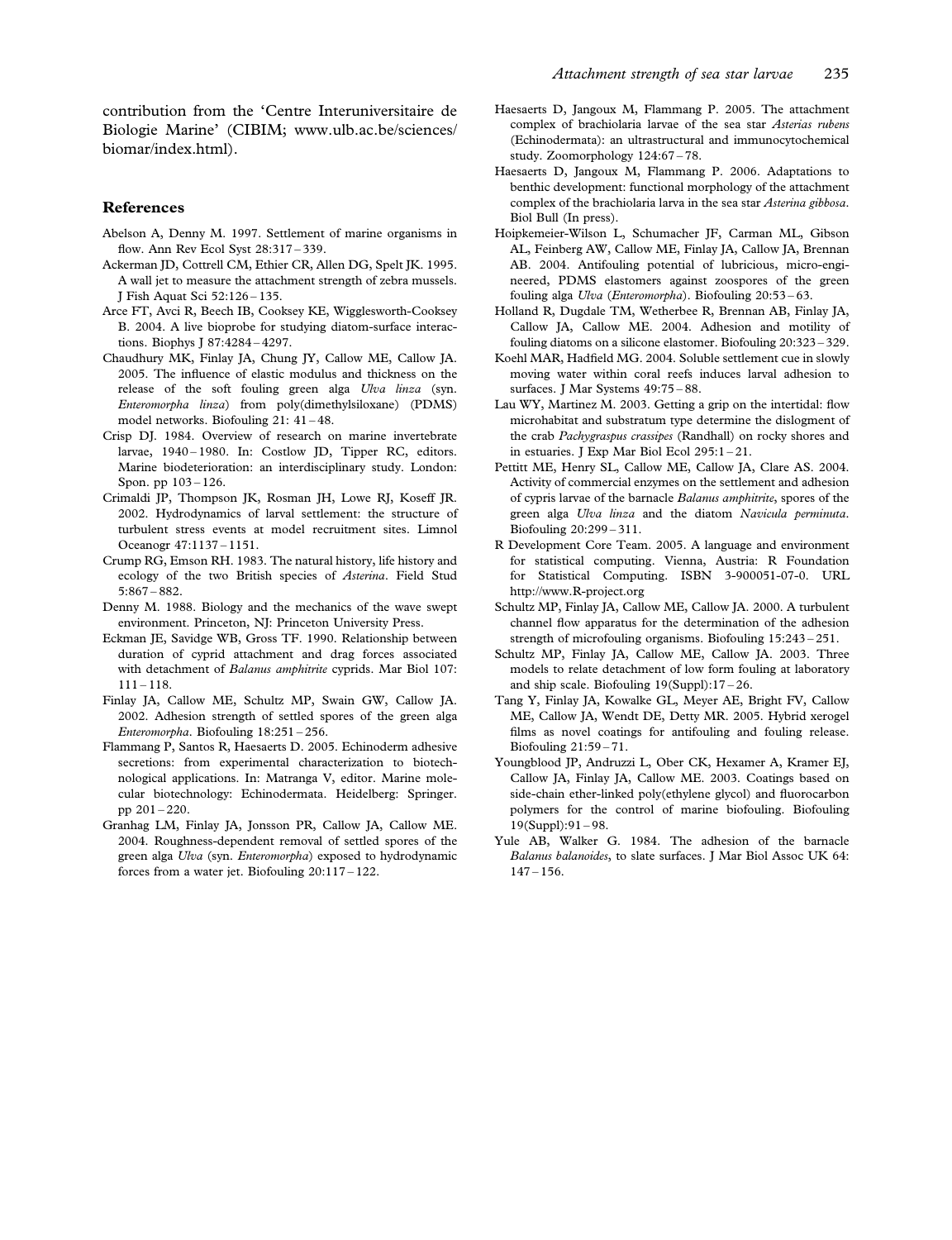contribution from the 'Centre Interuniversitaire de Biologie Marine' (CIBIM; www.ulb.ac.be/sciences/biomar/index.html).

## References

Abelson A, Denny M. 1997. Settlement of marine organisms in flow. Ann Rev Ecol Syst 28:317 – 339.

Ackerman JD, Cottrell CM, Ethier CR, Allen DG, Spelt JK. 1995. A wall jet to measure the attachment strength of zebra mussels. J Fish Aquat Sci 52:126 – 135.

Arce FT, Avci R, Beech IB, Cooksey KE, Wigglesworth-Cooksey B. 2004. A live bioprobe for studying diatom-surface interactions. Biophys J 87:4284 – 4297.

Chaudhury MK, Finlay JA, Chung JY, Callow ME, Callow JA. 2005. The influence of elastic modulus and thickness on the release of the soft fouling green alga *Ulva linza* (syn. *Enteromorpha linza*) from poly(dimethylsiloxane) (PDMS) model networks. Biofouling 21: 41 – 48.

Crisp DJ. 1984. Overview of research on marine invertebrate larvae, 1940 – 1980. In: Costlow JD, Tipper RC, editors. Marine biodeterioration: an interdisciplinary study. London: Spon. pp 103 – 126.

Crimaldi JP, Thompson JK, Rosman JH, Lowe RJ, Koseff JR. 2002. Hydrodynamics of larval settlement: the structure of turbulent stress events at model recruitment sites. Limnol Oceanogr 47:1137 – 1151.

Crump RG, Emson RH. 1983. The natural history, life history and ecology of the two British species of *Asterina*. Field Stud 5:867 – 882.

Denny M. 1988. Biology and the mechanics of the wave swept environment. Princeton, NJ: Princeton University Press.

Eckman JE, Savidge WB, Gross TF. 1990. Relationship between duration of cyprid attachment and drag forces associated with detachment of *Balanus amphitrite* cyprids. Mar Biol 107: 111 – 118.

Finlay JA, Callow ME, Schultz MP, Swain GW, Callow JA. 2002. Adhesion strength of settled spores of the green alga *Enteromorpha*. Biofouling 18:251 – 256.

Flammang P, Santos R, Haesaerts D. 2005. Echinoderm adhesive secretions: from experimental characterization to biotechnological applications. In: Matranga V, editor. Marine molecular biotechnology: Echinodermata. Heidelberg: Springer. pp 201 – 220.

Granhag LM, Finlay JA, Jonsson PR, Callow JA, Callow ME. 2004. Roughness-dependent removal of settled spores of the green alga *Ulva* (syn. *Enteromorpha*) exposed to hydrodynamic forces from a water jet. Biofouling 20:117 – 122.

Haesaerts D, Jangoux M, Flammang P. 2005. The attachment complex of brachiolaria larvae of the sea star *Asterias rubens* (Echinodermata): an ultrastructural and immunocytochemical study. Zoomorphology 124:67 – 78.

Haesaerts D, Jangoux M, Flammang P. 2006. Adaptations to benthic development: functional morphology of the attachment complex of the brachiolaria larva in the sea star *Asterina gibbosa*. Biol Bull (In press).

Hoipkemeier-Wilson L, Schumacher JF, Carman ML, Gibson AL, Feinberg AW, Callow ME, Finlay JA, Callow JA, Brennan AB. 2004. Antifouling potential of lubricious, micro-engineered, PDMS elastomers against zoospores of the green fouling alga *Ulva* (*Enteromorpha*). Biofouling 20:53 – 63.

Holland R, Dugdale TM, Wetherbee R, Brennan AB, Finlay JA, Callow JA, Callow ME. 2004. Adhesion and motility of fouling diatoms on a silicone elastomer. Biofouling 20:323 – 329.

Koehl MAR, Hadfield MG. 2004. Soluble settlement cue in slowly moving water within coral reefs induces larval adhesion to surfaces. J Mar Systems 49:75 – 88.

Lau WY, Martinez M. 2003. Getting a grip on the intertidal: flow microhabitat and substratum type determine the dislogment of the crab *Pachygraspus crassipes* (Randhall) on rocky shores and in estuaries. J Exp Mar Biol Ecol 295:1 – 21.

Pettitt ME, Henry SL, Callow ME, Callow JA, Clare AS. 2004. Activity of commercial enzymes on the settlement and adhesion of cypris larvae of the barnacle *Balanus amphitrite*, spores of the green alga *Ulva linza* and the diatom *Navicula perminuta*. Biofouling 20:299 – 311.

R Development Core Team. 2005. A language and environment for statistical computing. Vienna, Austria: R Foundation for Statistical Computing. ISBN 3-900051-07-0. URL http://www.R-project.org

Schultz MP, Finlay JA, Callow ME, Callow JA. 2000. A turbulent channel flow apparatus for the determination of the adhesion strength of microfouling organisms. Biofouling 15:243 – 251.

Schultz MP, Finlay JA, Callow ME, Callow JA. 2003. Three models to relate detachment of low form fouling at laboratory and ship scale. Biofouling 19(Suppl):17 – 26.

Tang Y, Finlay JA, Kowalke GL, Meyer AE, Bright FV, Callow ME, Callow JA, Wendt DE, Detty MR. 2005. Hybrid xerogel films as novel coatings for antifouling and fouling release. Biofouling 21:59 – 71.

Youngblood JP, Andruzzi L, Ober CK, Hexamer A, Kramer EJ, Callow JA, Finlay JA, Callow ME. 2003. Coatings based on side-chain ether-linked poly(ethylene glycol) and fluorocarbon polymers for the control of marine biofouling. Biofouling 19(Suppl):91 – 98.

Yule AB, Walker G. 1984. The adhesion of the barnacle *Balanus balanoides*, to slate surfaces. J Mar Biol Assoc UK 64: 147 – 156.